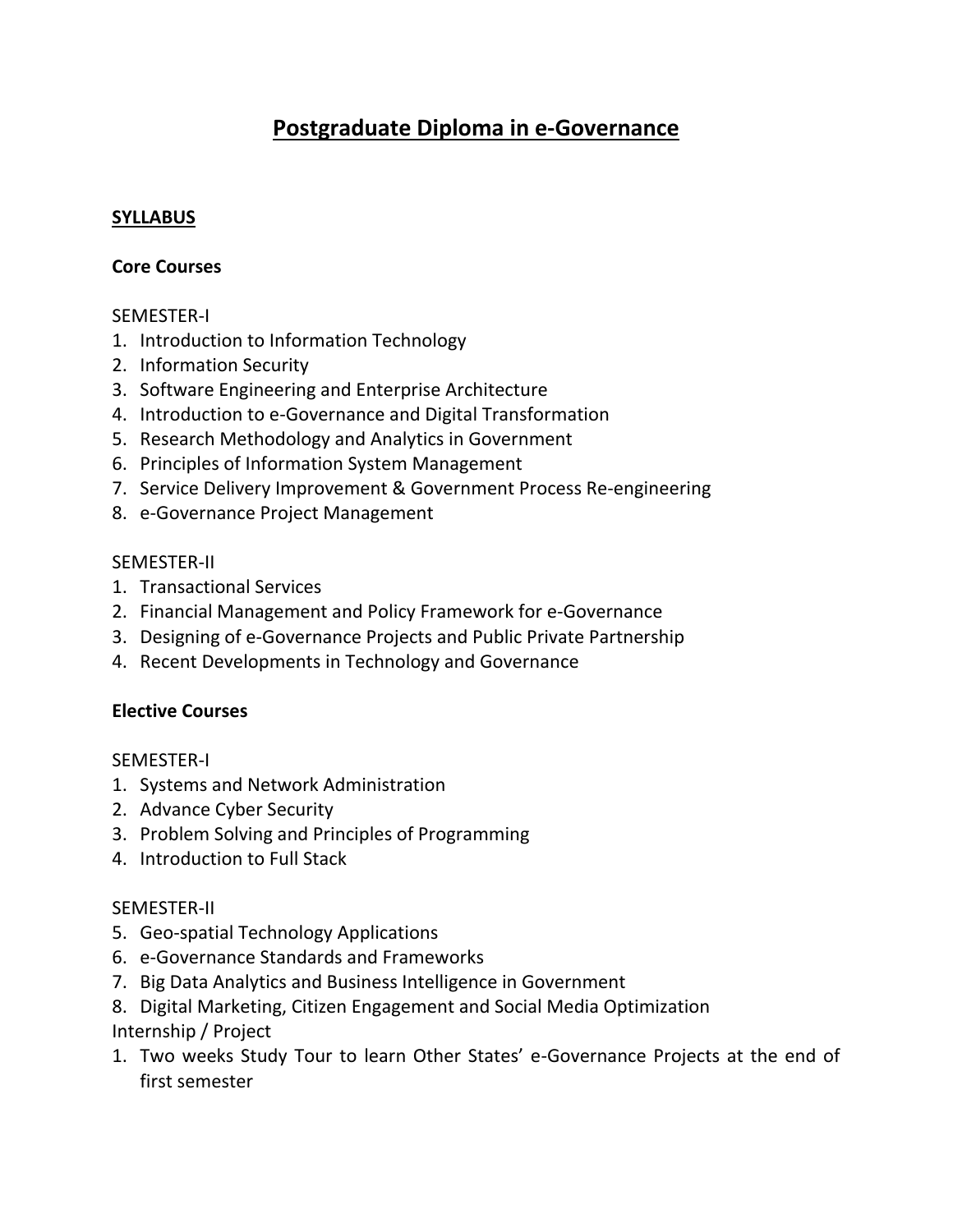# Postgraduate Diploma in e-Governance

## SYLLABUS

### Core Courses

SEMESTER-I

1. Introduction to Information Technology
2. Information Security
3. Software Engineering and Enterprise Architecture
4. Introduction to e-Governance and Digital Transformation
5. Research Methodology and Analytics in Government
6. Principles of Information System Management
7. Service Delivery Improvement & Government Process Re-engineering
8. e-Governance Project Management

SEMESTER-II

1. Transactional Services
2. Financial Management and Policy Framework for e-Governance
3. Designing of e-Governance Projects and Public Private Partnership
4. Recent Developments in Technology and Governance

### Elective Courses

SEMESTER-I

1. Systems and Network Administration
2. Advance Cyber Security
3. Problem Solving and Principles of Programming
4. Introduction to Full Stack

SEMESTER-II

5. Geo-spatial Technology Applications
6. e-Governance Standards and Frameworks
7. Big Data Analytics and Business Intelligence in Government
8. Digital Marketing, Citizen Engagement and Social Media Optimization

Internship / Project

1. Two weeks Study Tour to learn Other States' e-Governance Projects at the end of first semester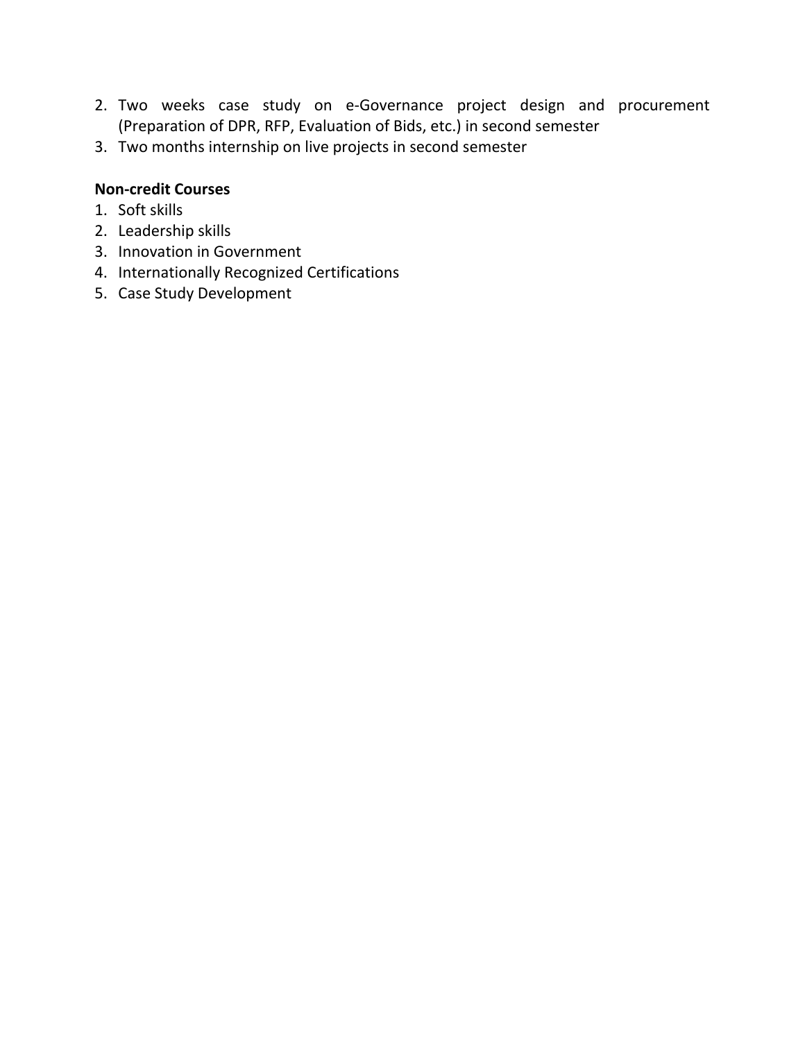2. Two weeks case study on e-Governance project design and procurement (Preparation of DPR, RFP, Evaluation of Bids, etc.) in second semester
3. Two months internship on live projects in second semester

**Non-credit Courses**

1. Soft skills
2. Leadership skills
3. Innovation in Government
4. Internationally Recognized Certifications
5. Case Study Development